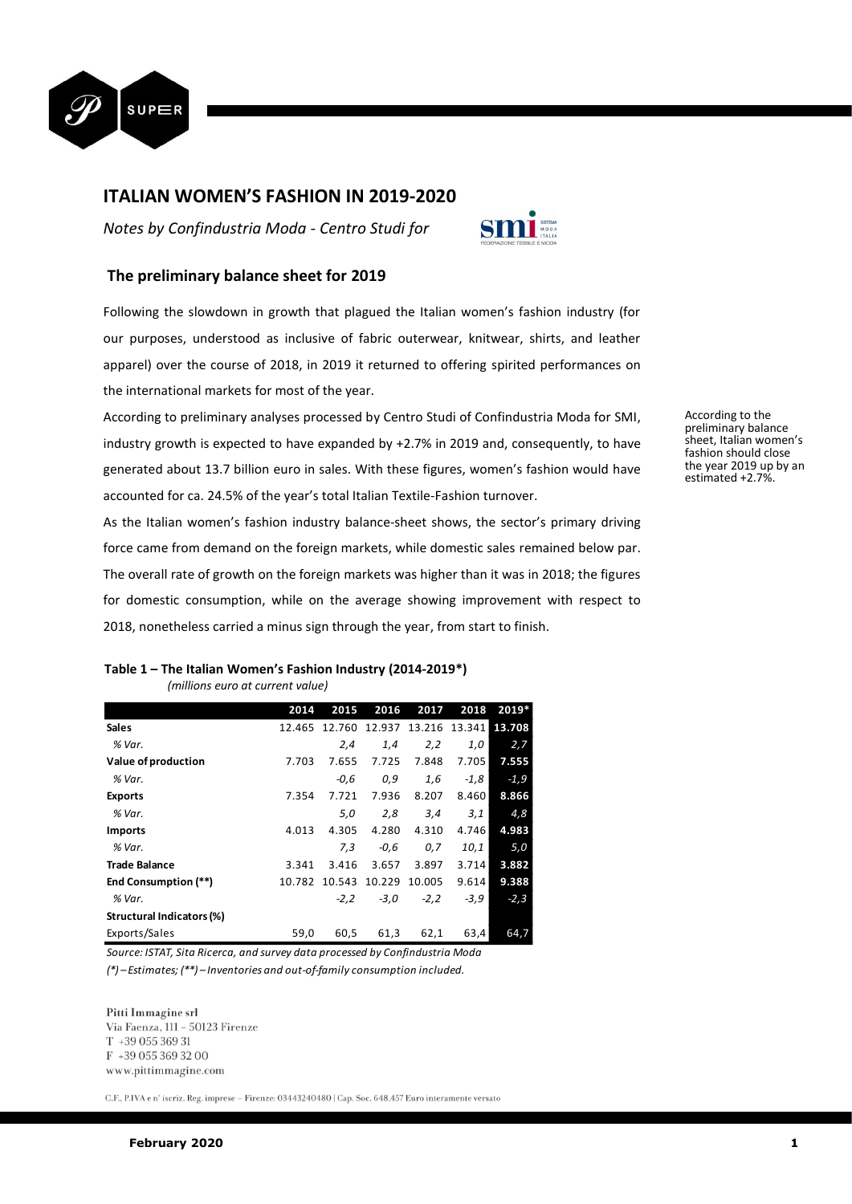# ITALIAN WOMEN'S FASHION IN 2019-2020

*Notes by Confindustria Moda - Centro Studi for* SMI

## The preliminary balance sheet for 2019

Following the slowdown in growth that plagued the Italian women's fashion industry (for our purposes, understood as inclusive of fabric outerwear, knitwear, shirts, and leather apparel) over the course of 2018, in 2019 it returned to offering spirited performances on the international markets for most of the year.

According to preliminary analyses processed by Centro Studi of Confindustria Moda for SMI, industry growth is expected to have expanded by +2.7% in 2019 and, consequently, to have generated about 13.7 billion euro in sales. With these figures, women's fashion would have accounted for ca. 24.5% of the year's total Italian Textile-Fashion turnover.

According to the preliminary balance sheet, Italian women's fashion should close the year 2019 up by an estimated +2.7%.

As the Italian women's fashion industry balance-sheet shows, the sector's primary driving force came from demand on the foreign markets, while domestic sales remained below par. The overall rate of growth on the foreign markets was higher than it was in 2018; the figures for domestic consumption, while on the average showing improvement with respect to 2018, nonetheless carried a minus sign through the year, from start to finish.

**Table 1 – The Italian Women's Fashion Industry (2014-2019\*)**
*(millions euro at current value)*

| | 2014 | 2015 | 2016 | 2017 | 2018 | 2019* |
|---|---|---|---|---|---|---|
| **Sales** | 12.465 | 12.760 | 12.937 | 13.216 | 13.341 | **13.708** |
| *% Var.* | | *2,4* | *1,4* | *2,2* | *1,0* | *2,7* |
| **Value of production** | 7.703 | 7.655 | 7.725 | 7.848 | 7.705 | **7.555** |
| *% Var.* | | *-0,6* | *0,9* | *1,6* | *-1,8* | *-1,9* |
| **Exports** | 7.354 | 7.721 | 7.936 | 8.207 | 8.460 | **8.866** |
| *% Var.* | | *5,0* | *2,8* | *3,4* | *3,1* | *4,8* |
| **Imports** | 4.013 | 4.305 | 4.280 | 4.310 | 4.746 | **4.983** |
| *% Var.* | | *7,3* | *-0,6* | *0,7* | *10,1* | *5,0* |
| **Trade Balance** | 3.341 | 3.416 | 3.657 | 3.897 | 3.714 | **3.882** |
| **End Consumption (\*\*)** | 10.782 | 10.543 | 10.229 | 10.005 | 9.614 | **9.388** |
| *% Var.* | | *-2,2* | *-3,0* | *-2,2* | *-3,9* | *-2,3* |
| **Structural Indicators (%)** | | | | | | |
| Exports/Sales | 59,0 | 60,5 | 61,3 | 62,1 | 63,4 | 64,7 |

*Source: ISTAT, Sita Ricerca, and survey data processed by Confindustria Moda*
*(\*) – Estimates; (\*\*) – Inventories and out-of-family consumption included.*

Pitti Immagine srl
Via Faenza, 111 – 50123 Firenze
T +39 055 369 31
F +39 055 369 32 00
www.pittimmagine.com

C.F., P.IVA e n' iscriz. Reg. imprese – Firenze: 03443240480 | Cap. Soc. 648.457 Euro interamente versato

**February 2020**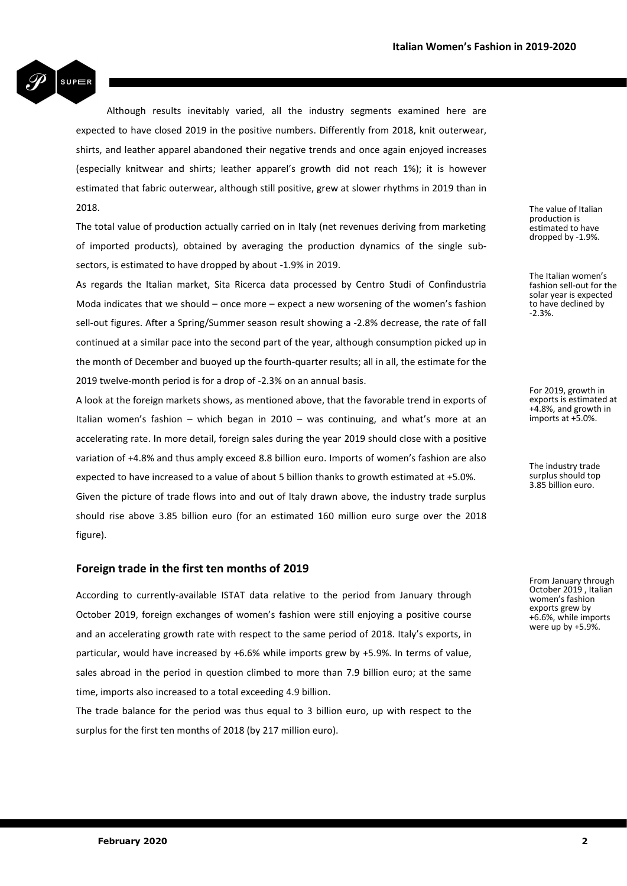Although results inevitably varied, all the industry segments examined here are expected to have closed 2019 in the positive numbers. Differently from 2018, knit outerwear, shirts, and leather apparel abandoned their negative trends and once again enjoyed increases (especially knitwear and shirts; leather apparel's growth did not reach 1%); it is however estimated that fabric outerwear, although still positive, grew at slower rhythms in 2019 than in 2018.

The value of Italian production is estimated to have dropped by -1.9%.

The total value of production actually carried on in Italy (net revenues deriving from marketing of imported products), obtained by averaging the production dynamics of the single sub-sectors, is estimated to have dropped by about -1.9% in 2019.

The Italian women's fashion sell-out for the solar year is expected to have declined by -2.3%.

As regards the Italian market, Sita Ricerca data processed by Centro Studi of Confindustria Moda indicates that we should – once more – expect a new worsening of the women's fashion sell-out figures. After a Spring/Summer season result showing a -2.8% decrease, the rate of fall continued at a similar pace into the second part of the year, although consumption picked up in the month of December and buoyed up the fourth-quarter results; all in all, the estimate for the 2019 twelve-month period is for a drop of -2.3% on an annual basis.

For 2019, growth in exports is estimated at +4.8%, and growth in imports at +5.0%.

A look at the foreign markets shows, as mentioned above, that the favorable trend in exports of Italian women's fashion – which began in 2010 – was continuing, and what's more at an accelerating rate. In more detail, foreign sales during the year 2019 should close with a positive variation of +4.8% and thus amply exceed 8.8 billion euro. Imports of women's fashion are also expected to have increased to a value of about 5 billion thanks to growth estimated at +5.0%.

The industry trade surplus should top 3.85 billion euro.

Given the picture of trade flows into and out of Italy drawn above, the industry trade surplus should rise above 3.85 billion euro (for an estimated 160 million euro surge over the 2018 figure).

## Foreign trade in the first ten months of 2019

From January through October 2019 , Italian women's fashion exports grew by +6.6%, while imports were up by +5.9%.

According to currently-available ISTAT data relative to the period from January through October 2019, foreign exchanges of women's fashion were still enjoying a positive course and an accelerating growth rate with respect to the same period of 2018. Italy's exports, in particular, would have increased by +6.6% while imports grew by +5.9%. In terms of value, sales abroad in the period in question climbed to more than 7.9 billion euro; at the same time, imports also increased to a total exceeding 4.9 billion.

The trade balance for the period was thus equal to 3 billion euro, up with respect to the surplus for the first ten months of 2018 (by 217 million euro).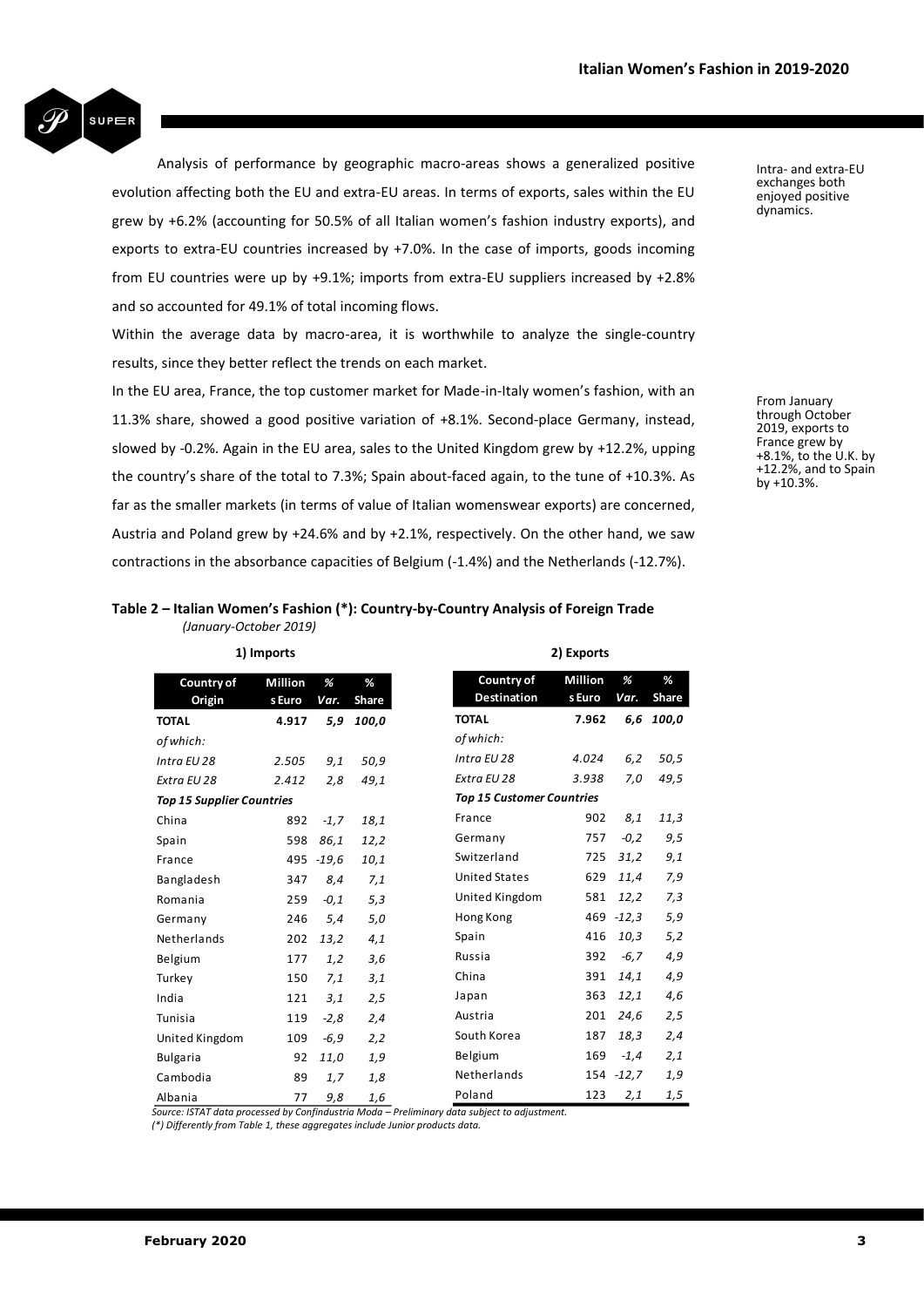Analysis of performance by geographic macro-areas shows a generalized positive evolution affecting both the EU and extra-EU areas. In terms of exports, sales within the EU grew by +6.2% (accounting for 50.5% of all Italian women's fashion industry exports), and exports to extra-EU countries increased by +7.0%. In the case of imports, goods incoming from EU countries were up by +9.1%; imports from extra-EU suppliers increased by +2.8% and so accounted for 49.1% of total incoming flows.

Intra- and extra-EU exchanges both enjoyed positive dynamics.

Within the average data by macro-area, it is worthwhile to analyze the single-country results, since they better reflect the trends on each market.

In the EU area, France, the top customer market for Made-in-Italy women's fashion, with an 11.3% share, showed a good positive variation of +8.1%. Second-place Germany, instead, slowed by -0.2%. Again in the EU area, sales to the United Kingdom grew by +12.2%, upping the country's share of the total to 7.3%; Spain about-faced again, to the tune of +10.3%. As far as the smaller markets (in terms of value of Italian womenswear exports) are concerned, Austria and Poland grew by +24.6% and by +2.1%, respectively. On the other hand, we saw contractions in the absorbance capacities of Belgium (-1.4%) and the Netherlands (-12.7%).

From January through October 2019, exports to France grew by +8.1%, to the U.K. by +12.2%, and to Spain by +10.3%.

**Table 2 – Italian Women's Fashion (\*): Country-by-Country Analysis of Foreign Trade**
*(January-October 2019)*

**1) Imports**

| Country of Origin | Million s Euro | % Var. | % Share |
|---|---|---|---|
| **TOTAL** | **4.917** | ***5,9*** | ***100,0*** |
| *of which:* | | | |
| *Intra EU 28* | *2.505* | *9,1* | *50,9* |
| *Extra EU 28* | *2.412* | *2,8* | *49,1* |
| ***Top 15 Supplier Countries*** | | | |
| China | 892 | *-1,7* | *18,1* |
| Spain | 598 | *86,1* | *12,2* |
| France | 495 | *-19,6* | *10,1* |
| Bangladesh | 347 | *8,4* | *7,1* |
| Romania | 259 | *-0,1* | *5,3* |
| Germany | 246 | *5,4* | *5,0* |
| Netherlands | 202 | *13,2* | *4,1* |
| Belgium | 177 | *1,2* | *3,6* |
| Turkey | 150 | *7,1* | *3,1* |
| India | 121 | *3,1* | *2,5* |
| Tunisia | 119 | *-2,8* | *2,4* |
| United Kingdom | 109 | *-6,9* | *2,2* |
| Bulgaria | 92 | *11,0* | *1,9* |
| Cambodia | 89 | *1,7* | *1,8* |
| Albania | 77 | *9,8* | *1,6* |

**2) Exports**

| Country of Destination | Million s Euro | % Var. | % Share |
|---|---|---|---|
| **TOTAL** | **7.962** | ***6,6*** | ***100,0*** |
| *of which:* | | | |
| *Intra EU 28* | *4.024* | *6,2* | *50,5* |
| *Extra EU 28* | *3.938* | *7,0* | *49,5* |
| ***Top 15 Customer Countries*** | | | |
| France | 902 | *8,1* | *11,3* |
| Germany | 757 | *-0,2* | *9,5* |
| Switzerland | 725 | *31,2* | *9,1* |
| United States | 629 | *11,4* | *7,9* |
| United Kingdom | 581 | *12,2* | *7,3* |
| Hong Kong | 469 | *-12,3* | *5,9* |
| Spain | 416 | *10,3* | *5,2* |
| Russia | 392 | *-6,7* | *4,9* |
| China | 391 | *14,1* | *4,9* |
| Japan | 363 | *12,1* | *4,6* |
| Austria | 201 | *24,6* | *2,5* |
| South Korea | 187 | *18,3* | *2,4* |
| Belgium | 169 | *-1,4* | *2,1* |
| Netherlands | 154 | *-12,7* | *1,9* |
| Poland | 123 | *2,1* | *1,5* |

*Source: ISTAT data processed by Confindustria Moda – Preliminary data subject to adjustment.*
*(\*) Differently from Table 1, these aggregates include Junior products data.*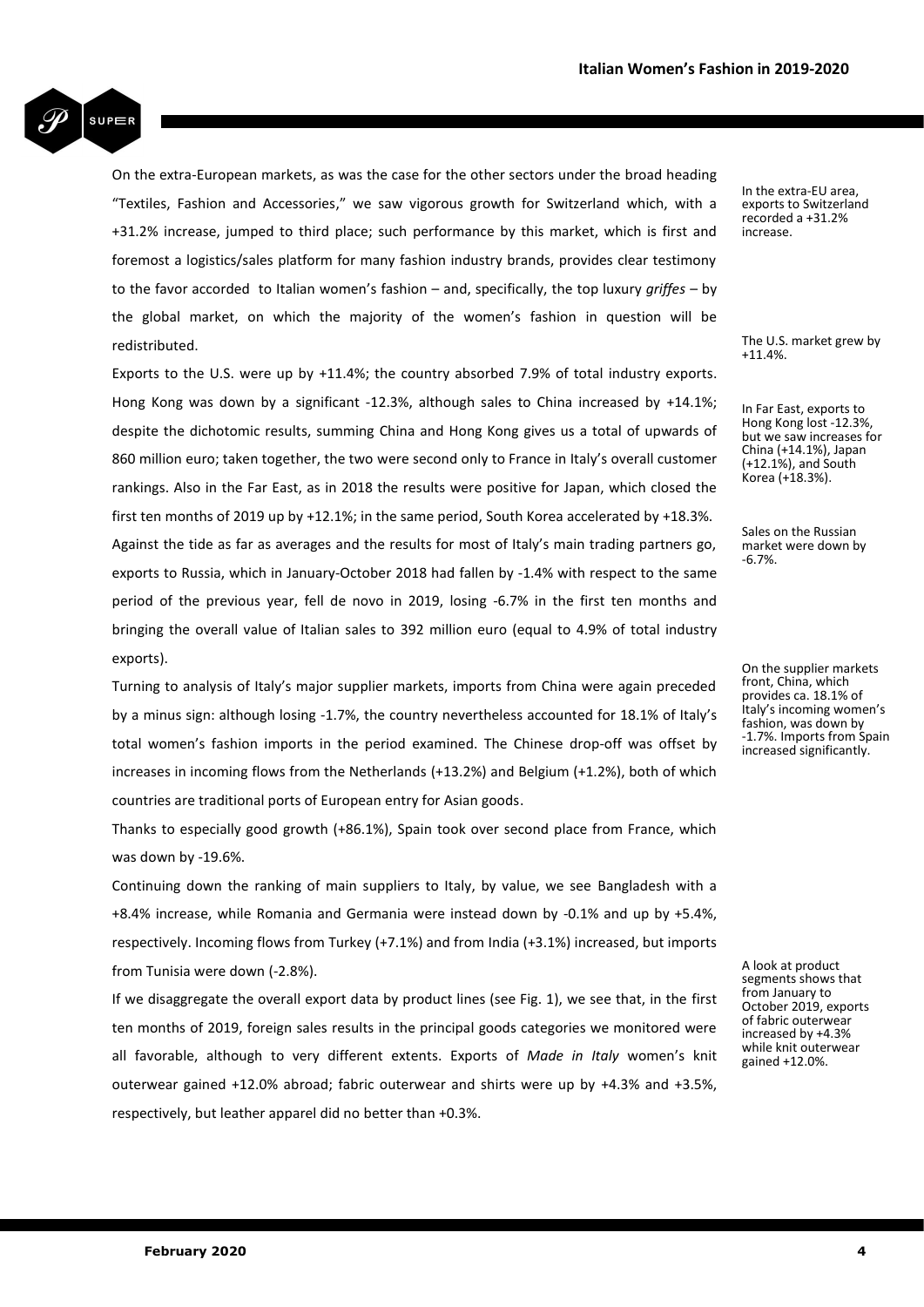On the extra-European markets, as was the case for the other sectors under the broad heading "Textiles, Fashion and Accessories," we saw vigorous growth for Switzerland which, with a +31.2% increase, jumped to third place; such performance by this market, which is first and foremost a logistics/sales platform for many fashion industry brands, provides clear testimony to the favor accorded to Italian women's fashion – and, specifically, the top luxury *griffes* – by the global market, on which the majority of the women's fashion in question will be redistributed.

In the extra-EU area, exports to Switzerland recorded a +31.2% increase.

Exports to the U.S. were up by +11.4%; the country absorbed 7.9% of total industry exports. Hong Kong was down by a significant -12.3%, although sales to China increased by +14.1%; despite the dichotomic results, summing China and Hong Kong gives us a total of upwards of 860 million euro; taken together, the two were second only to France in Italy's overall customer rankings. Also in the Far East, as in 2018 the results were positive for Japan, which closed the first ten months of 2019 up by +12.1%; in the same period, South Korea accelerated by +18.3%.

The U.S. market grew by +11.4%.

In Far East, exports to Hong Kong lost -12.3%, but we saw increases for China (+14.1%), Japan (+12.1%), and South Korea (+18.3%).

Against the tide as far as averages and the results for most of Italy's main trading partners go, exports to Russia, which in January-October 2018 had fallen by -1.4% with respect to the same period of the previous year, fell de novo in 2019, losing -6.7% in the first ten months and bringing the overall value of Italian sales to 392 million euro (equal to 4.9% of total industry exports).

Sales on the Russian market were down by -6.7%.

Turning to analysis of Italy's major supplier markets, imports from China were again preceded by a minus sign: although losing -1.7%, the country nevertheless accounted for 18.1% of Italy's total women's fashion imports in the period examined. The Chinese drop-off was offset by increases in incoming flows from the Netherlands (+13.2%) and Belgium (+1.2%), both of which countries are traditional ports of European entry for Asian goods.

On the supplier markets front, China, which provides ca. 18.1% of Italy's incoming women's fashion, was down by -1.7%. Imports from Spain increased significantly.

Thanks to especially good growth (+86.1%), Spain took over second place from France, which was down by -19.6%.

Continuing down the ranking of main suppliers to Italy, by value, we see Bangladesh with a +8.4% increase, while Romania and Germania were instead down by -0.1% and up by +5.4%, respectively. Incoming flows from Turkey (+7.1%) and from India (+3.1%) increased, but imports from Tunisia were down (-2.8%).

If we disaggregate the overall export data by product lines (see Fig. 1), we see that, in the first ten months of 2019, foreign sales results in the principal goods categories we monitored were all favorable, although to very different extents. Exports of *Made in Italy* women's knit outerwear gained +12.0% abroad; fabric outerwear and shirts were up by +4.3% and +3.5%, respectively, but leather apparel did no better than +0.3%.

A look at product segments shows that from January to October 2019, exports of fabric outerwear increased by +4.3% while knit outerwear gained +12.0%.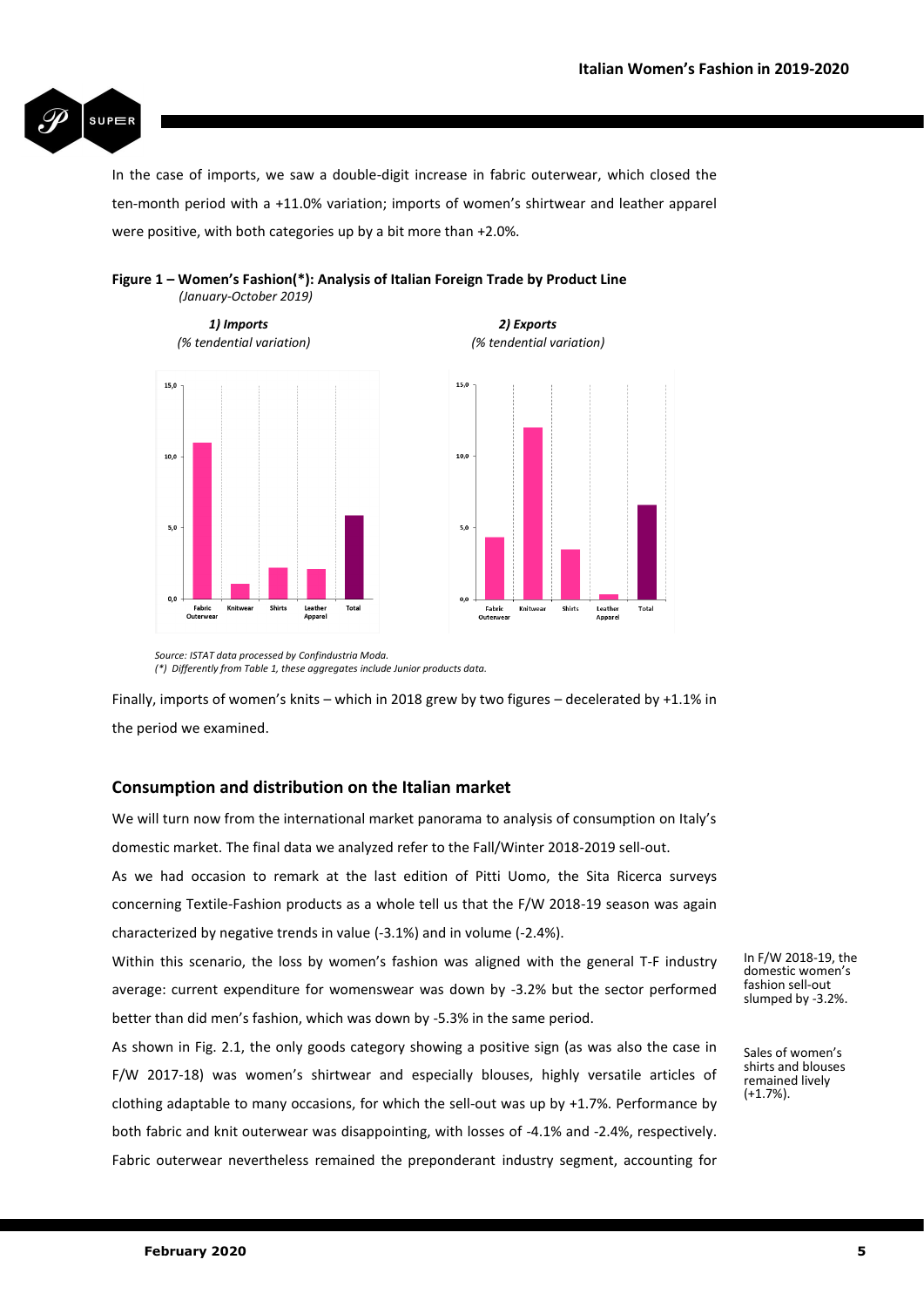In the case of imports, we saw a double-digit increase in fabric outerwear, which closed the ten-month period with a +11.0% variation; imports of women's shirtwear and leather apparel were positive, with both categories up by a bit more than +2.0%.

**Figure 1 – Women's Fashion(\*): Analysis of Italian Foreign Trade by Product Line**
*(January-October 2019)*

***1) Imports***
*(% tendential variation)*

***2) Exports***
*(% tendential variation)*

*Source: ISTAT data processed by Confindustria Moda.*
*(\*) Differently from Table 1, these aggregates include Junior products data.*

Finally, imports of women's knits – which in 2018 grew by two figures – decelerated by +1.1% in the period we examined.

## Consumption and distribution on the Italian market

We will turn now from the international market panorama to analysis of consumption on Italy's domestic market. The final data we analyzed refer to the Fall/Winter 2018-2019 sell-out.

As we had occasion to remark at the last edition of Pitti Uomo, the Sita Ricerca surveys concerning Textile-Fashion products as a whole tell us that the F/W 2018-19 season was again characterized by negative trends in value (-3.1%) and in volume (-2.4%).

Within this scenario, the loss by women's fashion was aligned with the general T-F industry average: current expenditure for womenswear was down by -3.2% but the sector performed better than did men's fashion, which was down by -5.3% in the same period.

In F/W 2018-19, the domestic women's fashion sell-out slumped by -3.2%.

As shown in Fig. 2.1, the only goods category showing a positive sign (as was also the case in F/W 2017-18) was women's shirtwear and especially blouses, highly versatile articles of clothing adaptable to many occasions, for which the sell-out was up by +1.7%. Performance by both fabric and knit outerwear was disappointing, with losses of -4.1% and -2.4%, respectively. Fabric outerwear nevertheless remained the preponderant industry segment, accounting for

Sales of women's shirts and blouses remained lively (+1.7%).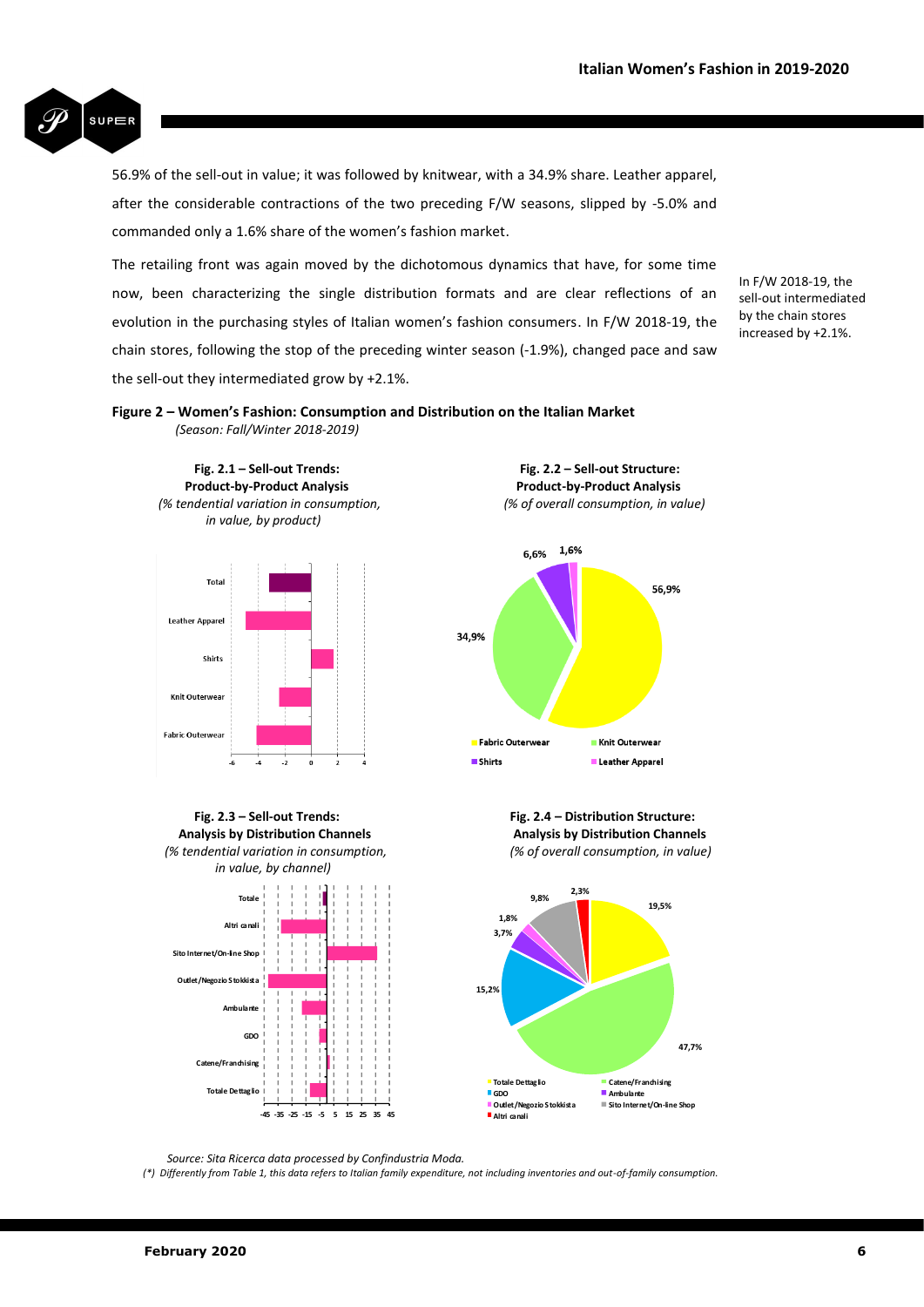56.9% of the sell-out in value; it was followed by knitwear, with a 34.9% share. Leather apparel, after the considerable contractions of the two preceding F/W seasons, slipped by -5.0% and commanded only a 1.6% share of the women's fashion market.

The retailing front was again moved by the dichotomous dynamics that have, for some time now, been characterizing the single distribution formats and are clear reflections of an evolution in the purchasing styles of Italian women's fashion consumers. In F/W 2018-19, the chain stores, following the stop of the preceding winter season (-1.9%), changed pace and saw the sell-out they intermediated grow by +2.1%.

In F/W 2018-19, the sell-out intermediated by the chain stores increased by +2.1%.

**Figure 2 – Women's Fashion: Consumption and Distribution on the Italian Market**
*(Season: Fall/Winter 2018-2019)*

**Fig. 2.1 – Sell-out Trends: Product-by-Product Analysis**
*(% tendential variation in consumption, in value, by product)*

Total
Leather Apparel
Shirts
Knit Outerwear
Fabric Outerwear

-6 -4 -2 0 2 4

**Fig. 2.2 – Sell-out Structure: Product-by-Product Analysis**
*(% of overall consumption, in value)*

56,9%
34,9%
6,6%
1,6%

Fabric Outerwear
Knit Outerwear
Shirts
Leather Apparel

**Fig. 2.3 – Sell-out Trends: Analysis by Distribution Channels**
*(% tendential variation in consumption, in value, by channel)*

Totale
Altri canali
Sito Internet/On-line Shop
Outlet/Negozio Stokkista
Ambulante
GDO
Catene/Franchising
Totale Dettaglio

-45 -35 -25 -15 -5 5 15 25 35 45

**Fig. 2.4 – Distribution Structure: Analysis by Distribution Channels**
*(% of overall consumption, in value)*

19,5%
47,7%
15,2%
3,7%
1,8%
9,8%
2,3%

Totale Dettaglio
Catene/Franchising
GDO
Ambulante
Outlet/Negozio Stokkista
Sito Internet/On-line Shop
Altri canali

*Source: Sita Ricerca data processed by Confindustria Moda.*
*(\*) Differently from Table 1, this data refers to Italian family expenditure, not including inventories and out-of-family consumption.*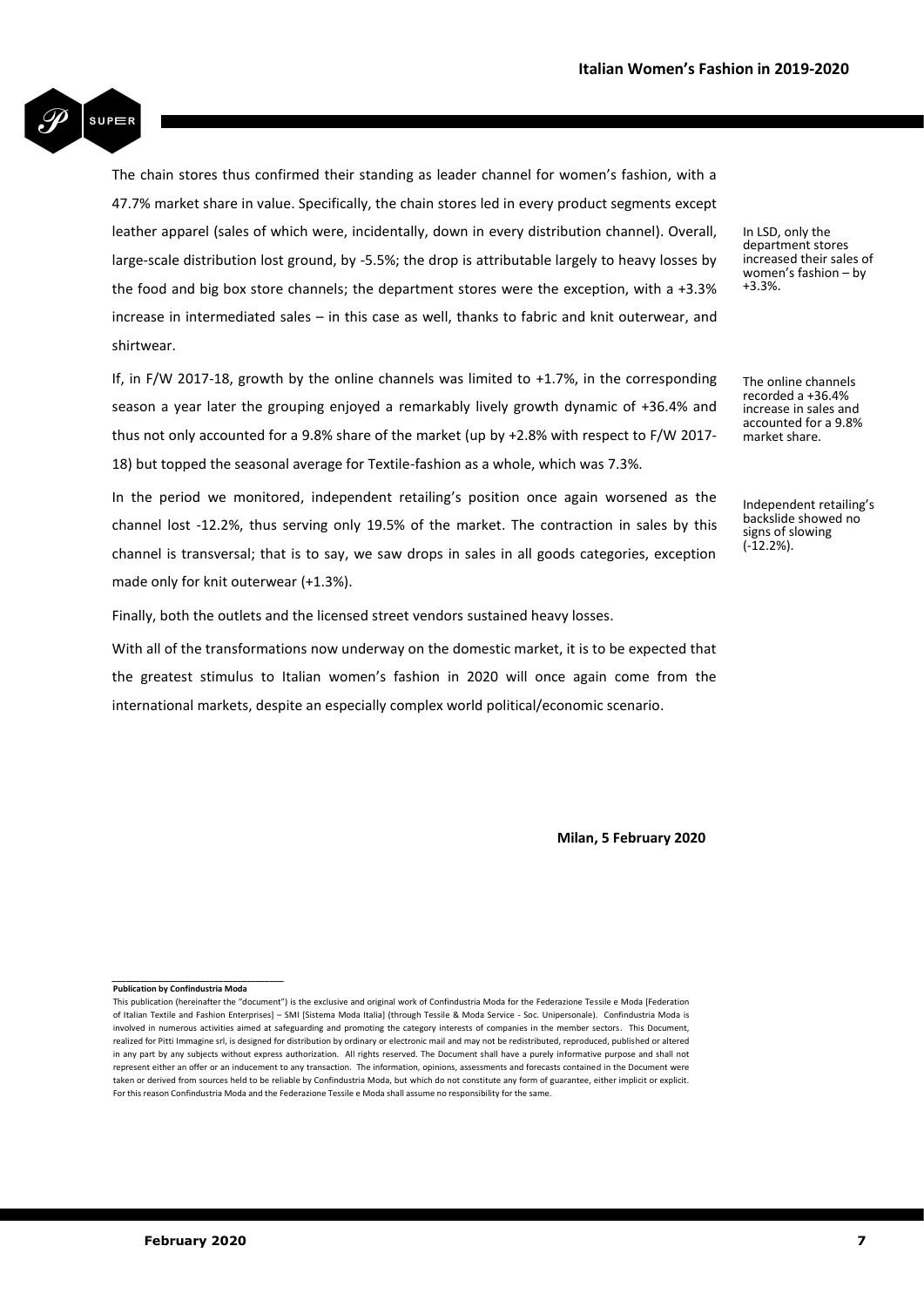The chain stores thus confirmed their standing as leader channel for women's fashion, with a 47.7% market share in value. Specifically, the chain stores led in every product segments except leather apparel (sales of which were, incidentally, down in every distribution channel). Overall, large-scale distribution lost ground, by -5.5%; the drop is attributable largely to heavy losses by the food and big box store channels; the department stores were the exception, with a +3.3% increase in intermediated sales – in this case as well, thanks to fabric and knit outerwear, and shirtwear.

In LSD, only the department stores increased their sales of women's fashion – by +3.3%.

If, in F/W 2017-18, growth by the online channels was limited to +1.7%, in the corresponding season a year later the grouping enjoyed a remarkably lively growth dynamic of +36.4% and thus not only accounted for a 9.8% share of the market (up by +2.8% with respect to F/W 2017-18) but topped the seasonal average for Textile-fashion as a whole, which was 7.3%.

The online channels recorded a +36.4% increase in sales and accounted for a 9.8% market share.

In the period we monitored, independent retailing's position once again worsened as the channel lost -12.2%, thus serving only 19.5% of the market. The contraction in sales by this channel is transversal; that is to say, we saw drops in sales in all goods categories, exception made only for knit outerwear (+1.3%).

Independent retailing's backslide showed no signs of slowing (-12.2%).

Finally, both the outlets and the licensed street vendors sustained heavy losses.

With all of the transformations now underway on the domestic market, it is to be expected that the greatest stimulus to Italian women's fashion in 2020 will once again come from the international markets, despite an especially complex world political/economic scenario.

**Milan, 5 February 2020**

---

**Publication by Confindustria Moda**

This publication (hereinafter the "document") is the exclusive and original work of Confindustria Moda for the Federazione Tessile e Moda [Federation of Italian Textile and Fashion Enterprises] – SMI [Sistema Moda Italia] (through Tessile & Moda Service - Soc. Unipersonale). Confindustria Moda is involved in numerous activities aimed at safeguarding and promoting the category interests of companies in the member sectors. This Document, realized for Pitti Immagine srl, is designed for distribution by ordinary or electronic mail and may not be redistributed, reproduced, published or altered in any part by any subjects without express authorization. All rights reserved. The Document shall have a purely informative purpose and shall not represent either an offer or an inducement to any transaction. The information, opinions, assessments and forecasts contained in the Document were taken or derived from sources held to be reliable by Confindustria Moda, but which do not constitute any form of guarantee, either implicit or explicit. For this reason Confindustria Moda and the Federazione Tessile e Moda shall assume no responsibility for the same.